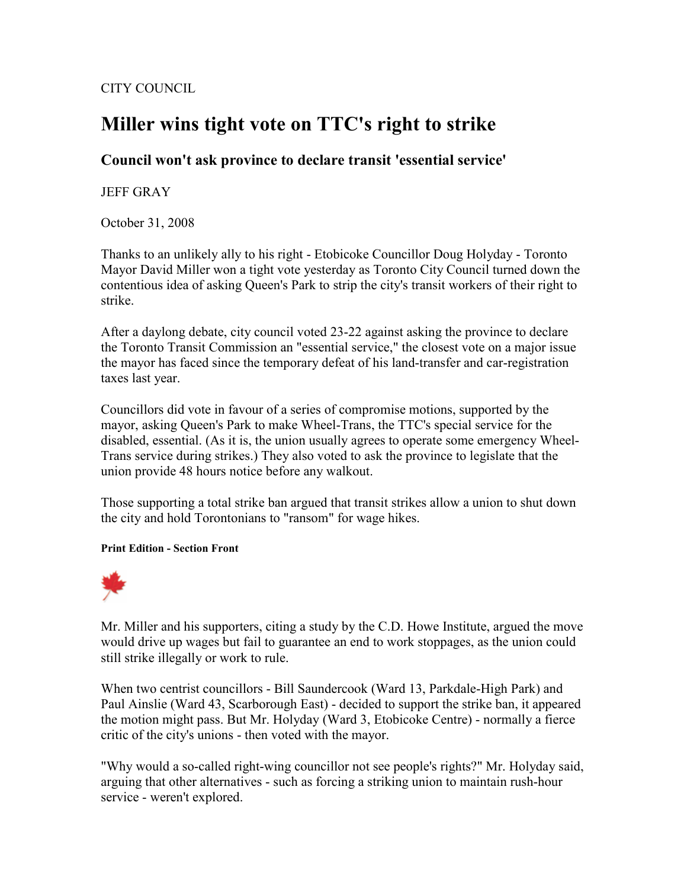CITY COUNCIL

# Miller wins tight vote on TTC's right to strike

## Council won't ask province to declare transit 'essential service'

JEFF GRAY

October 31, 2008

Thanks to an unlikely ally to his right - Etobicoke Councillor Doug Holyday - Toronto Mayor David Miller won a tight vote yesterday as Toronto City Council turned down the contentious idea of asking Queen's Park to strip the city's transit workers of their right to strike.

After a daylong debate, city council voted 23-22 against asking the province to declare the Toronto Transit Commission an "essential service," the closest vote on a major issue the mayor has faced since the temporary defeat of his land-transfer and car-registration taxes last year.

Councillors did vote in favour of a series of compromise motions, supported by the mayor, asking Queen's Park to make Wheel-Trans, the TTC's special service for the disabled, essential. (As it is, the union usually agrees to operate some emergency Wheel-Trans service during strikes.) They also voted to ask the province to legislate that the union provide 48 hours notice before any walkout.

Those supporting a total strike ban argued that transit strikes allow a union to shut down the city and hold Torontonians to "ransom" for wage hikes.

**Print Edition - Section Front**

Mr. Miller and his supporters, citing a study by the C.D. Howe Institute, argued the move would drive up wages but fail to guarantee an end to work stoppages, as the union could still strike illegally or work to rule.

When two centrist councillors - Bill Saundercook (Ward 13, Parkdale-High Park) and Paul Ainslie (Ward 43, Scarborough East) - decided to support the strike ban, it appeared the motion might pass. But Mr. Holyday (Ward 3, Etobicoke Centre) - normally a fierce critic of the city's unions - then voted with the mayor.

"Why would a so-called right-wing councillor not see people's rights?" Mr. Holyday said, arguing that other alternatives - such as forcing a striking union to maintain rush-hour service - weren't explored.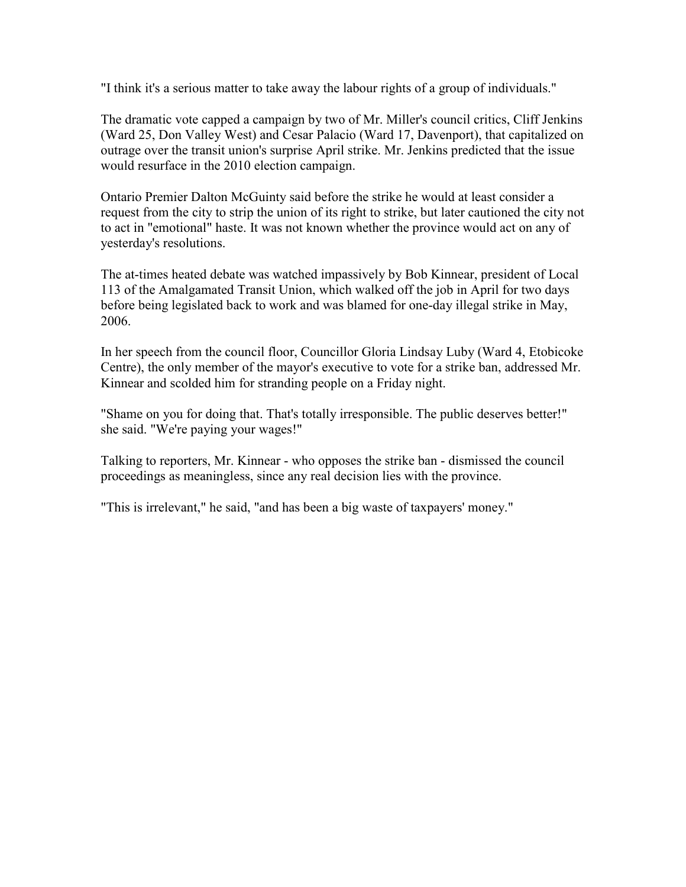"I think it's a serious matter to take away the labour rights of a group of individuals."

The dramatic vote capped a campaign by two of Mr. Miller's council critics, Cliff Jenkins (Ward 25, Don Valley West) and Cesar Palacio (Ward 17, Davenport), that capitalized on outrage over the transit union's surprise April strike. Mr. Jenkins predicted that the issue would resurface in the 2010 election campaign.

Ontario Premier Dalton McGuinty said before the strike he would at least consider a request from the city to strip the union of its right to strike, but later cautioned the city not to act in "emotional" haste. It was not known whether the province would act on any of yesterday's resolutions.

The at-times heated debate was watched impassively by Bob Kinnear, president of Local 113 of the Amalgamated Transit Union, which walked off the job in April for two days before being legislated back to work and was blamed for one-day illegal strike in May, 2006.

In her speech from the council floor, Councillor Gloria Lindsay Luby (Ward 4, Etobicoke Centre), the only member of the mayor's executive to vote for a strike ban, addressed Mr. Kinnear and scolded him for stranding people on a Friday night.

"Shame on you for doing that. That's totally irresponsible. The public deserves better!" she said. "We're paying your wages!"

Talking to reporters, Mr. Kinnear - who opposes the strike ban - dismissed the council proceedings as meaningless, since any real decision lies with the province.

"This is irrelevant," he said, "and has been a big waste of taxpayers' money."